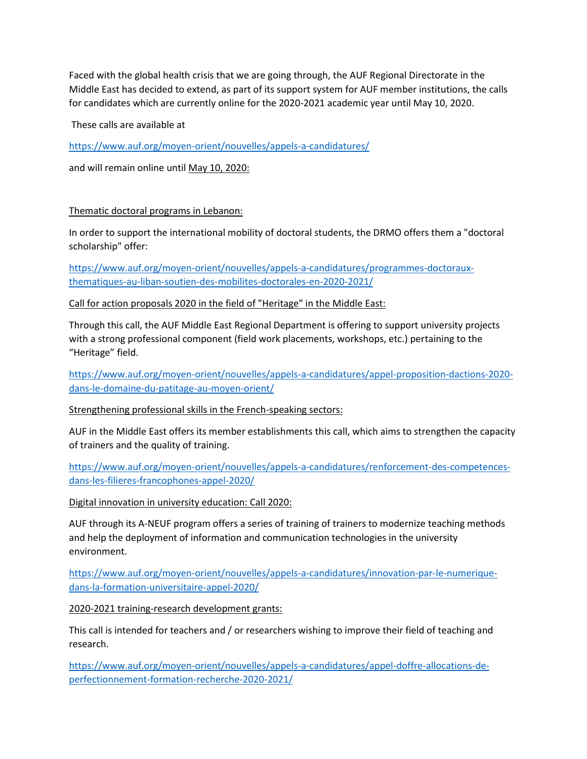Faced with the global health crisis that we are going through, the AUF Regional Directorate in the Middle East has decided to extend, as part of its support system for AUF member institutions, the calls for candidates which are currently online for the 2020-2021 academic year until May 10, 2020.

These calls are available at

https://www.auf.org/moyen-orient/nouvelles/appels-a-candidatures/

and will remain online until May 10, 2020:

Thematic doctoral programs in Lebanon:

In order to support the international mobility of doctoral students, the DRMO offers them a "doctoral scholarship" offer:

https://www.auf.org/moyen-orient/nouvelles/appels-a-candidatures/programmes-doctoraux-thematiques-au-liban-soutien-des-mobilites-doctorales-en-2020-2021/

Call for action proposals 2020 in the field of "Heritage" in the Middle East:

Through this call, the AUF Middle East Regional Department is offering to support university projects with a strong professional component (field work placements, workshops, etc.) pertaining to the “Heritage” field.

https://www.auf.org/moyen-orient/nouvelles/appels-a-candidatures/appel-proposition-dactions-2020-dans-le-domaine-du-patitage-au-moyen-orient/

Strengthening professional skills in the French-speaking sectors:

AUF in the Middle East offers its member establishments this call, which aims to strengthen the capacity of trainers and the quality of training.

https://www.auf.org/moyen-orient/nouvelles/appels-a-candidatures/renforcement-des-competences-dans-les-filieres-francophones-appel-2020/

Digital innovation in university education: Call 2020:

AUF through its A-NEUF program offers a series of training of trainers to modernize teaching methods and help the deployment of information and communication technologies in the university environment.

https://www.auf.org/moyen-orient/nouvelles/appels-a-candidatures/innovation-par-le-numerique-dans-la-formation-universitaire-appel-2020/

2020-2021 training-research development grants:

This call is intended for teachers and / or researchers wishing to improve their field of teaching and research.

https://www.auf.org/moyen-orient/nouvelles/appels-a-candidatures/appel-doffre-allocations-de-perfectionnement-formation-recherche-2020-2021/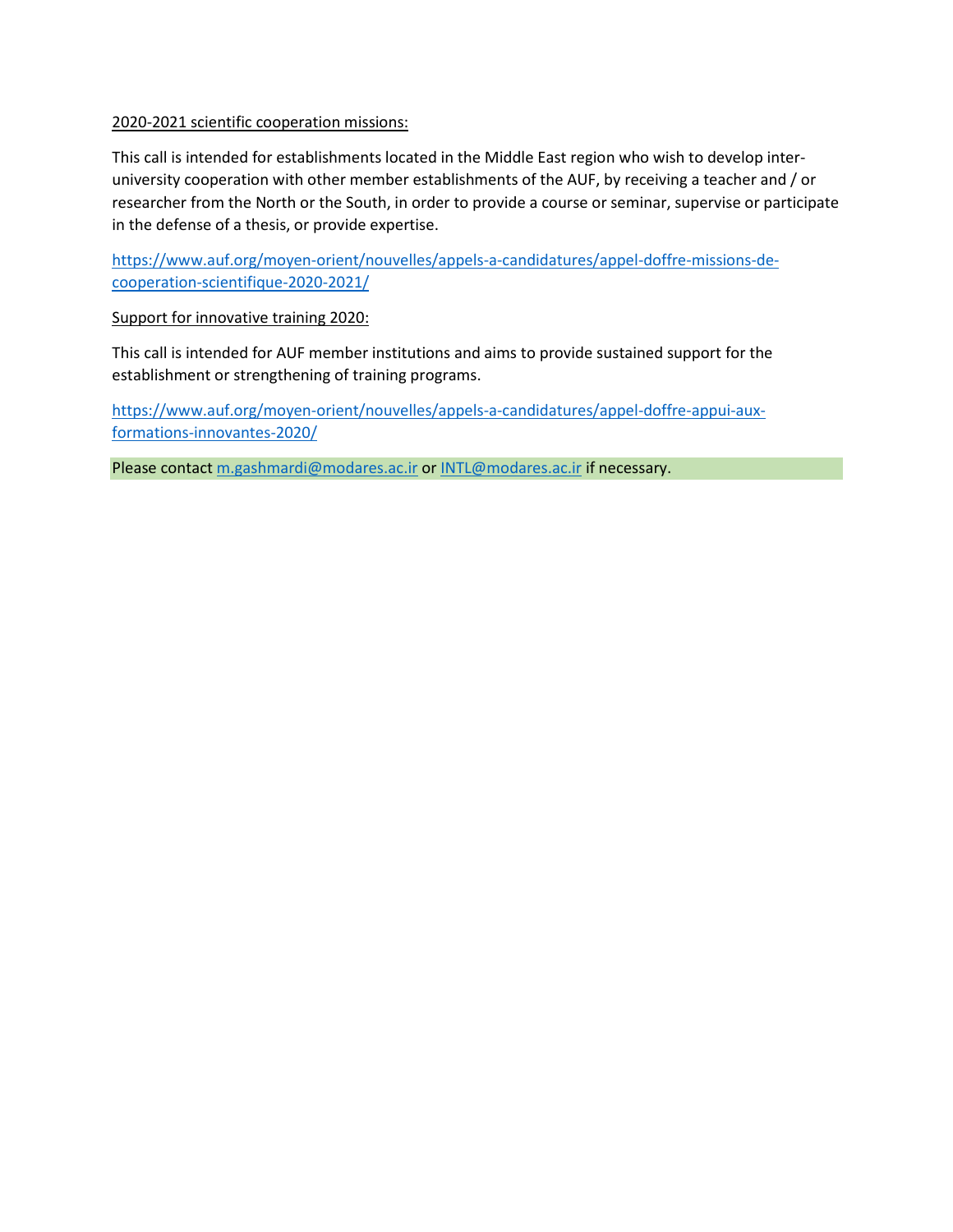2020-2021 scientific cooperation missions:

This call is intended for establishments located in the Middle East region who wish to develop inter-university cooperation with other member establishments of the AUF, by receiving a teacher and / or researcher from the North or the South, in order to provide a course or seminar, supervise or participate in the defense of a thesis, or provide expertise.

https://www.auf.org/moyen-orient/nouvelles/appels-a-candidatures/appel-doffre-missions-de-cooperation-scientifique-2020-2021/

Support for innovative training 2020:

This call is intended for AUF member institutions and aims to provide sustained support for the establishment or strengthening of training programs.

https://www.auf.org/moyen-orient/nouvelles/appels-a-candidatures/appel-doffre-appui-aux-formations-innovantes-2020/

Please contact m.gashmardi@modares.ac.ir or INTL@modares.ac.ir if necessary.